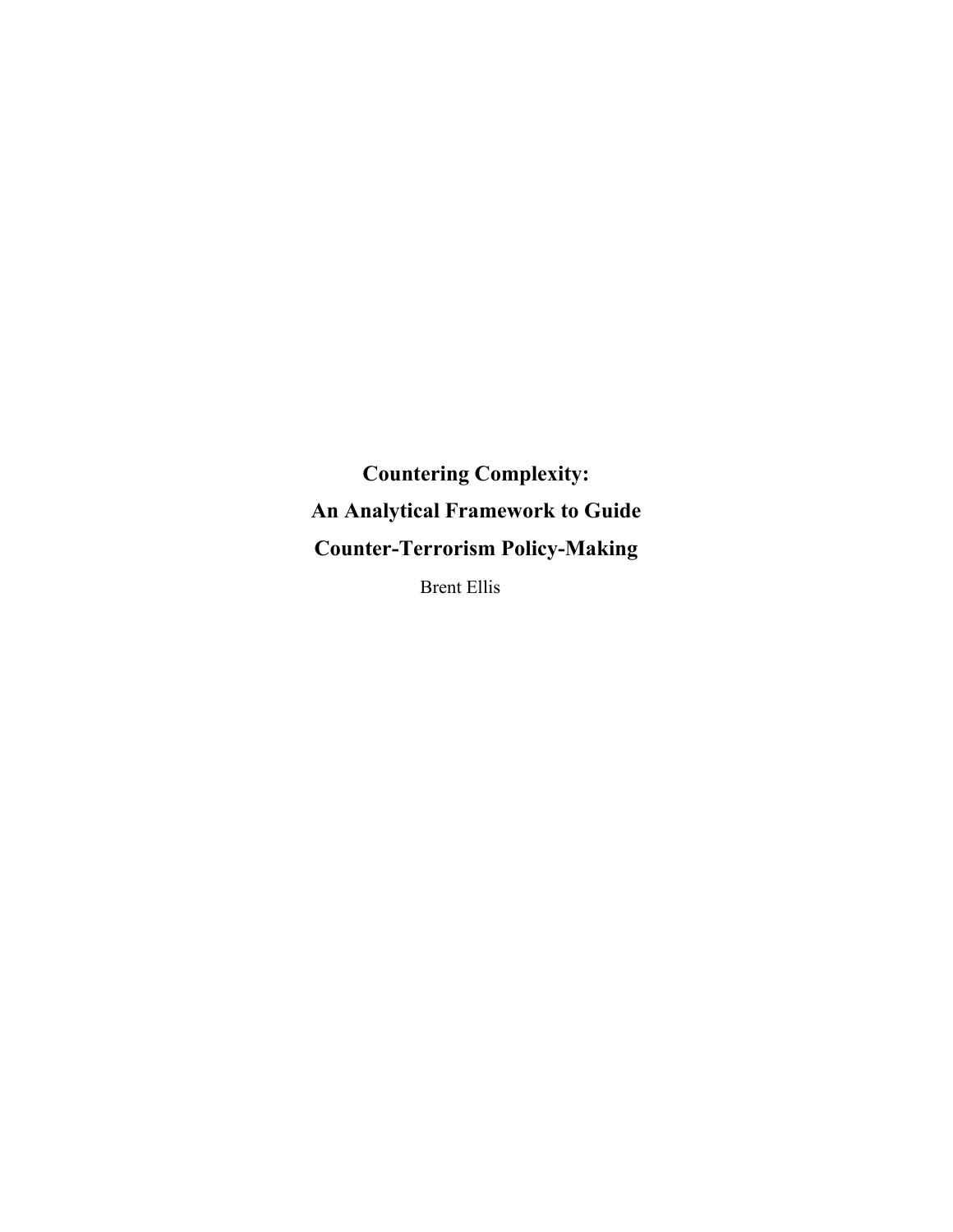# Countering Complexity: An Analytical Framework to Guide Counter-Terrorism Policy-Making

Brent Ellis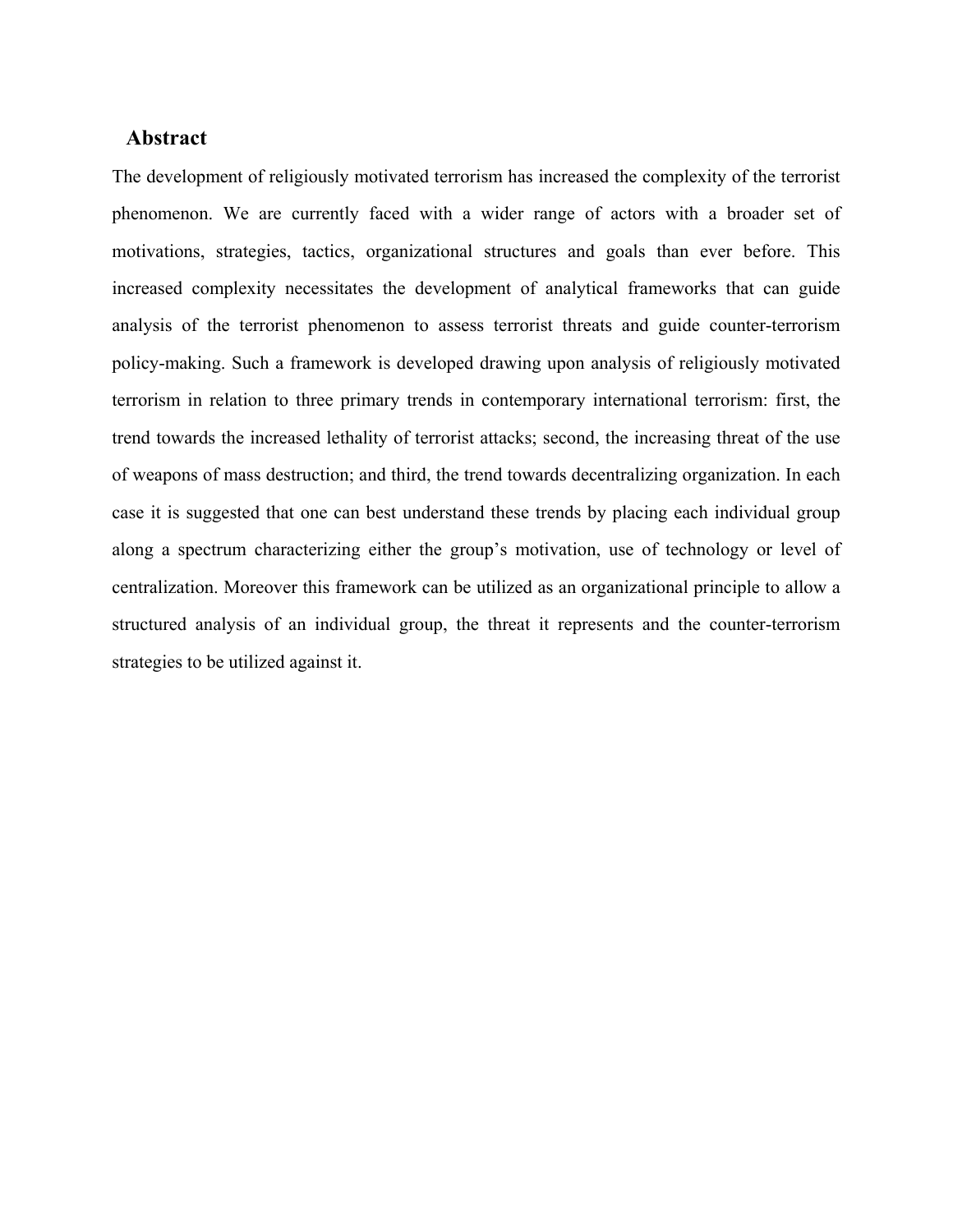## Abstract

The development of religiously motivated terrorism has increased the complexity of the terrorist phenomenon. We are currently faced with a wider range of actors with a broader set of motivations, strategies, tactics, organizational structures and goals than ever before. This increased complexity necessitates the development of analytical frameworks that can guide analysis of the terrorist phenomenon to assess terrorist threats and guide counter-terrorism policy-making. Such a framework is developed drawing upon analysis of religiously motivated terrorism in relation to three primary trends in contemporary international terrorism: first, the trend towards the increased lethality of terrorist attacks; second, the increasing threat of the use of weapons of mass destruction; and third, the trend towards decentralizing organization. In each case it is suggested that one can best understand these trends by placing each individual group along a spectrum characterizing either the group's motivation, use of technology or level of centralization. Moreover this framework can be utilized as an organizational principle to allow a structured analysis of an individual group, the threat it represents and the counter-terrorism strategies to be utilized against it.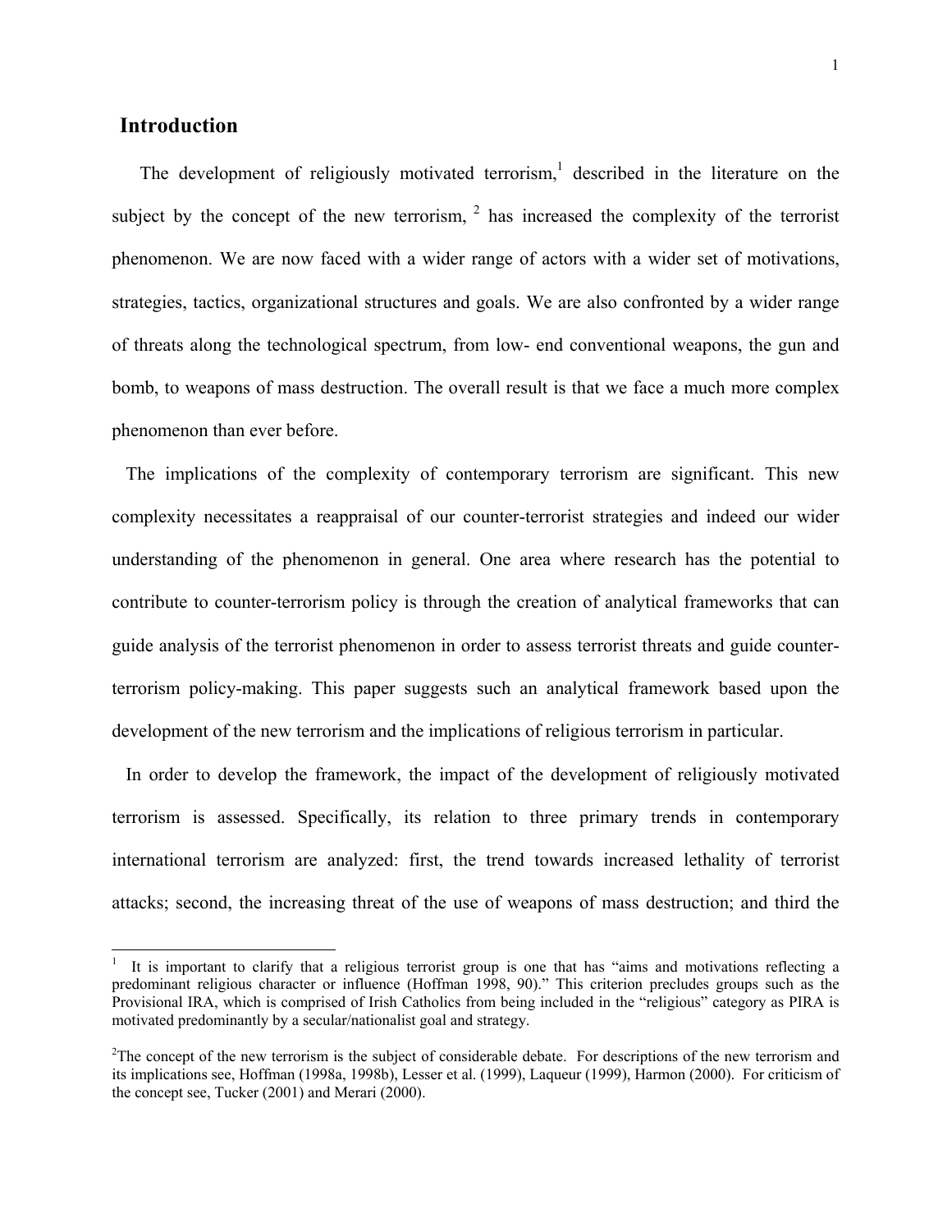## Introduction

The development of religiously motivated terrorism,[1] described in the literature on the subject by the concept of the new terrorism, [2] has increased the complexity of the terrorist phenomenon. We are now faced with a wider range of actors with a wider set of motivations, strategies, tactics, organizational structures and goals. We are also confronted by a wider range of threats along the technological spectrum, from low- end conventional weapons, the gun and bomb, to weapons of mass destruction. The overall result is that we face a much more complex phenomenon than ever before.

The implications of the complexity of contemporary terrorism are significant. This new complexity necessitates a reappraisal of our counter-terrorist strategies and indeed our wider understanding of the phenomenon in general. One area where research has the potential to contribute to counter-terrorism policy is through the creation of analytical frameworks that can guide analysis of the terrorist phenomenon in order to assess terrorist threats and guide counter-terrorism policy-making. This paper suggests such an analytical framework based upon the development of the new terrorism and the implications of religious terrorism in particular.

In order to develop the framework, the impact of the development of religiously motivated terrorism is assessed. Specifically, its relation to three primary trends in contemporary international terrorism are analyzed: first, the trend towards increased lethality of terrorist attacks; second, the increasing threat of the use of weapons of mass destruction; and third the

---

[1] It is important to clarify that a religious terrorist group is one that has "aims and motivations reflecting a predominant religious character or influence (Hoffman 1998, 90)." This criterion precludes groups such as the Provisional IRA, which is comprised of Irish Catholics from being included in the "religious" category as PIRA is motivated predominantly by a secular/nationalist goal and strategy.

[2] The concept of the new terrorism is the subject of considerable debate. For descriptions of the new terrorism and its implications see, Hoffman (1998a, 1998b), Lesser et al. (1999), Laqueur (1999), Harmon (2000). For criticism of the concept see, Tucker (2001) and Merari (2000).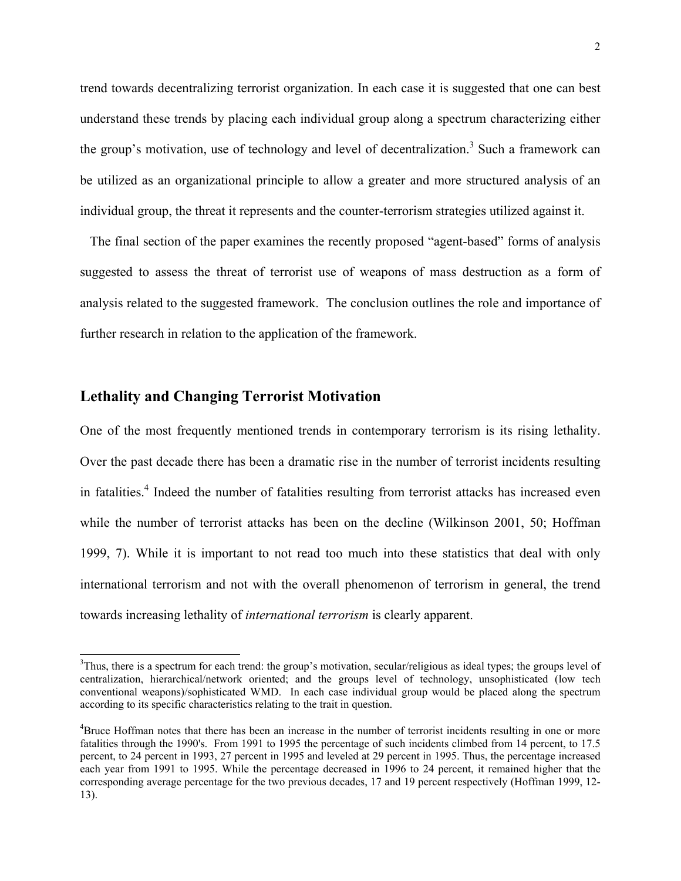trend towards decentralizing terrorist organization. In each case it is suggested that one can best understand these trends by placing each individual group along a spectrum characterizing either the group's motivation, use of technology and level of decentralization.[3] Such a framework can be utilized as an organizational principle to allow a greater and more structured analysis of an individual group, the threat it represents and the counter-terrorism strategies utilized against it.

The final section of the paper examines the recently proposed "agent-based" forms of analysis suggested to assess the threat of terrorist use of weapons of mass destruction as a form of analysis related to the suggested framework. The conclusion outlines the role and importance of further research in relation to the application of the framework.

## Lethality and Changing Terrorist Motivation

One of the most frequently mentioned trends in contemporary terrorism is its rising lethality. Over the past decade there has been a dramatic rise in the number of terrorist incidents resulting in fatalities.[4] Indeed the number of fatalities resulting from terrorist attacks has increased even while the number of terrorist attacks has been on the decline (Wilkinson 2001, 50; Hoffman 1999, 7). While it is important to not read too much into these statistics that deal with only international terrorism and not with the overall phenomenon of terrorism in general, the trend towards increasing lethality of *international terrorism* is clearly apparent.

---

[3]Thus, there is a spectrum for each trend: the group's motivation, secular/religious as ideal types; the groups level of centralization, hierarchical/network oriented; and the groups level of technology, unsophisticated (low tech conventional weapons)/sophisticated WMD. In each case individual group would be placed along the spectrum according to its specific characteristics relating to the trait in question.

[4]Bruce Hoffman notes that there has been an increase in the number of terrorist incidents resulting in one or more fatalities through the 1990's. From 1991 to 1995 the percentage of such incidents climbed from 14 percent, to 17.5 percent, to 24 percent in 1993, 27 percent in 1995 and leveled at 29 percent in 1995. Thus, the percentage increased each year from 1991 to 1995. While the percentage decreased in 1996 to 24 percent, it remained higher that the corresponding average percentage for the two previous decades, 17 and 19 percent respectively (Hoffman 1999, 12-13).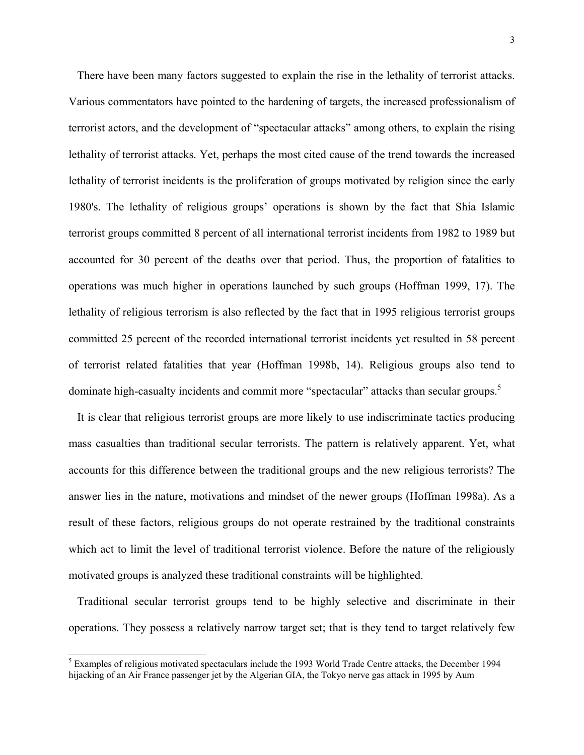There have been many factors suggested to explain the rise in the lethality of terrorist attacks. Various commentators have pointed to the hardening of targets, the increased professionalism of terrorist actors, and the development of "spectacular attacks" among others, to explain the rising lethality of terrorist attacks. Yet, perhaps the most cited cause of the trend towards the increased lethality of terrorist incidents is the proliferation of groups motivated by religion since the early 1980's. The lethality of religious groups' operations is shown by the fact that Shia Islamic terrorist groups committed 8 percent of all international terrorist incidents from 1982 to 1989 but accounted for 30 percent of the deaths over that period. Thus, the proportion of fatalities to operations was much higher in operations launched by such groups (Hoffman 1999, 17). The lethality of religious terrorism is also reflected by the fact that in 1995 religious terrorist groups committed 25 percent of the recorded international terrorist incidents yet resulted in 58 percent of terrorist related fatalities that year (Hoffman 1998b, 14). Religious groups also tend to dominate high-casualty incidents and commit more "spectacular" attacks than secular groups.[5]

It is clear that religious terrorist groups are more likely to use indiscriminate tactics producing mass casualties than traditional secular terrorists. The pattern is relatively apparent. Yet, what accounts for this difference between the traditional groups and the new religious terrorists? The answer lies in the nature, motivations and mindset of the newer groups (Hoffman 1998a). As a result of these factors, religious groups do not operate restrained by the traditional constraints which act to limit the level of traditional terrorist violence. Before the nature of the religiously motivated groups is analyzed these traditional constraints will be highlighted.

Traditional secular terrorist groups tend to be highly selective and discriminate in their operations. They possess a relatively narrow target set; that is they tend to target relatively few

[5] Examples of religious motivated spectaculars include the 1993 World Trade Centre attacks, the December 1994 hijacking of an Air France passenger jet by the Algerian GIA, the Tokyo nerve gas attack in 1995 by Aum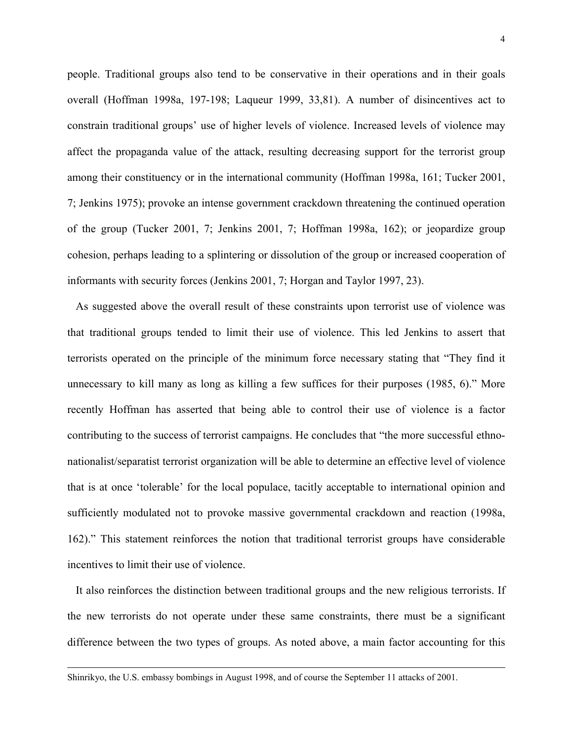people. Traditional groups also tend to be conservative in their operations and in their goals overall (Hoffman 1998a, 197-198; Laqueur 1999, 33,81). A number of disincentives act to constrain traditional groups' use of higher levels of violence. Increased levels of violence may affect the propaganda value of the attack, resulting decreasing support for the terrorist group among their constituency or in the international community (Hoffman 1998a, 161; Tucker 2001, 7; Jenkins 1975); provoke an intense government crackdown threatening the continued operation of the group (Tucker 2001, 7; Jenkins 2001, 7; Hoffman 1998a, 162); or jeopardize group cohesion, perhaps leading to a splintering or dissolution of the group or increased cooperation of informants with security forces (Jenkins 2001, 7; Horgan and Taylor 1997, 23).

As suggested above the overall result of these constraints upon terrorist use of violence was that traditional groups tended to limit their use of violence. This led Jenkins to assert that terrorists operated on the principle of the minimum force necessary stating that "They find it unnecessary to kill many as long as killing a few suffices for their purposes (1985, 6)." More recently Hoffman has asserted that being able to control their use of violence is a factor contributing to the success of terrorist campaigns. He concludes that "the more successful ethno-nationalist/separatist terrorist organization will be able to determine an effective level of violence that is at once 'tolerable' for the local populace, tacitly acceptable to international opinion and sufficiently modulated not to provoke massive governmental crackdown and reaction (1998a, 162)." This statement reinforces the notion that traditional terrorist groups have considerable incentives to limit their use of violence.

It also reinforces the distinction between traditional groups and the new religious terrorists. If the new terrorists do not operate under these same constraints, there must be a significant difference between the two types of groups. As noted above, a main factor accounting for this

---

Shinrikyo, the U.S. embassy bombings in August 1998, and of course the September 11 attacks of 2001.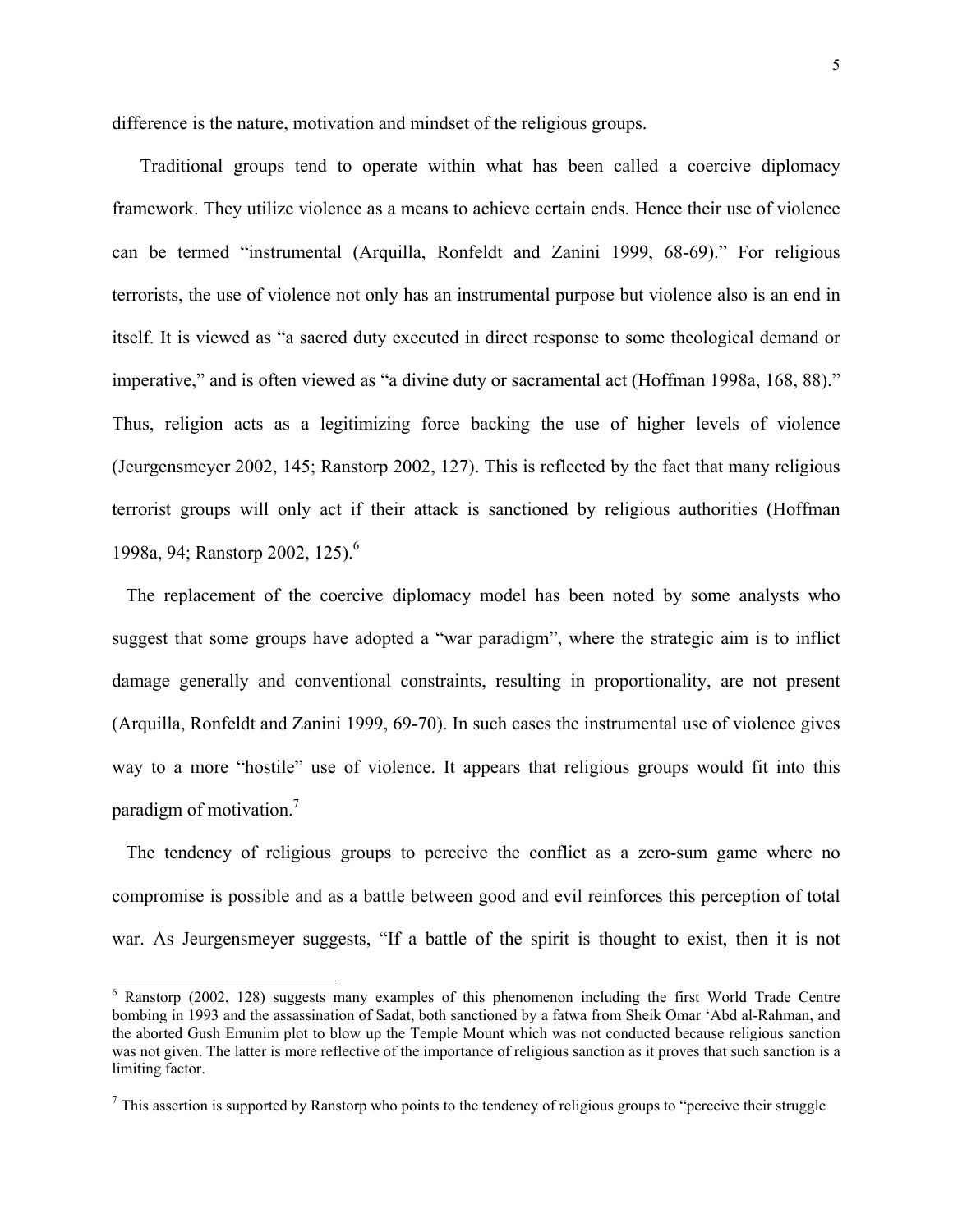difference is the nature, motivation and mindset of the religious groups.

Traditional groups tend to operate within what has been called a coercive diplomacy framework. They utilize violence as a means to achieve certain ends. Hence their use of violence can be termed "instrumental (Arquilla, Ronfeldt and Zanini 1999, 68-69)." For religious terrorists, the use of violence not only has an instrumental purpose but violence also is an end in itself. It is viewed as "a sacred duty executed in direct response to some theological demand or imperative," and is often viewed as "a divine duty or sacramental act (Hoffman 1998a, 168, 88)." Thus, religion acts as a legitimizing force backing the use of higher levels of violence (Jeurgensmeyer 2002, 145; Ranstorp 2002, 127). This is reflected by the fact that many religious terrorist groups will only act if their attack is sanctioned by religious authorities (Hoffman 1998a, 94; Ranstorp 2002, 125).[6]

The replacement of the coercive diplomacy model has been noted by some analysts who suggest that some groups have adopted a "war paradigm", where the strategic aim is to inflict damage generally and conventional constraints, resulting in proportionality, are not present (Arquilla, Ronfeldt and Zanini 1999, 69-70). In such cases the instrumental use of violence gives way to a more "hostile" use of violence. It appears that religious groups would fit into this paradigm of motivation.[7]

The tendency of religious groups to perceive the conflict as a zero-sum game where no compromise is possible and as a battle between good and evil reinforces this perception of total war. As Jeurgensmeyer suggests, "If a battle of the spirit is thought to exist, then it is not

---

[6] Ranstorp (2002, 128) suggests many examples of this phenomenon including the first World Trade Centre bombing in 1993 and the assassination of Sadat, both sanctioned by a fatwa from Sheik Omar 'Abd al-Rahman, and the aborted Gush Emunim plot to blow up the Temple Mount which was not conducted because religious sanction was not given. The latter is more reflective of the importance of religious sanction as it proves that such sanction is a limiting factor.

[7] This assertion is supported by Ranstorp who points to the tendency of religious groups to "perceive their struggle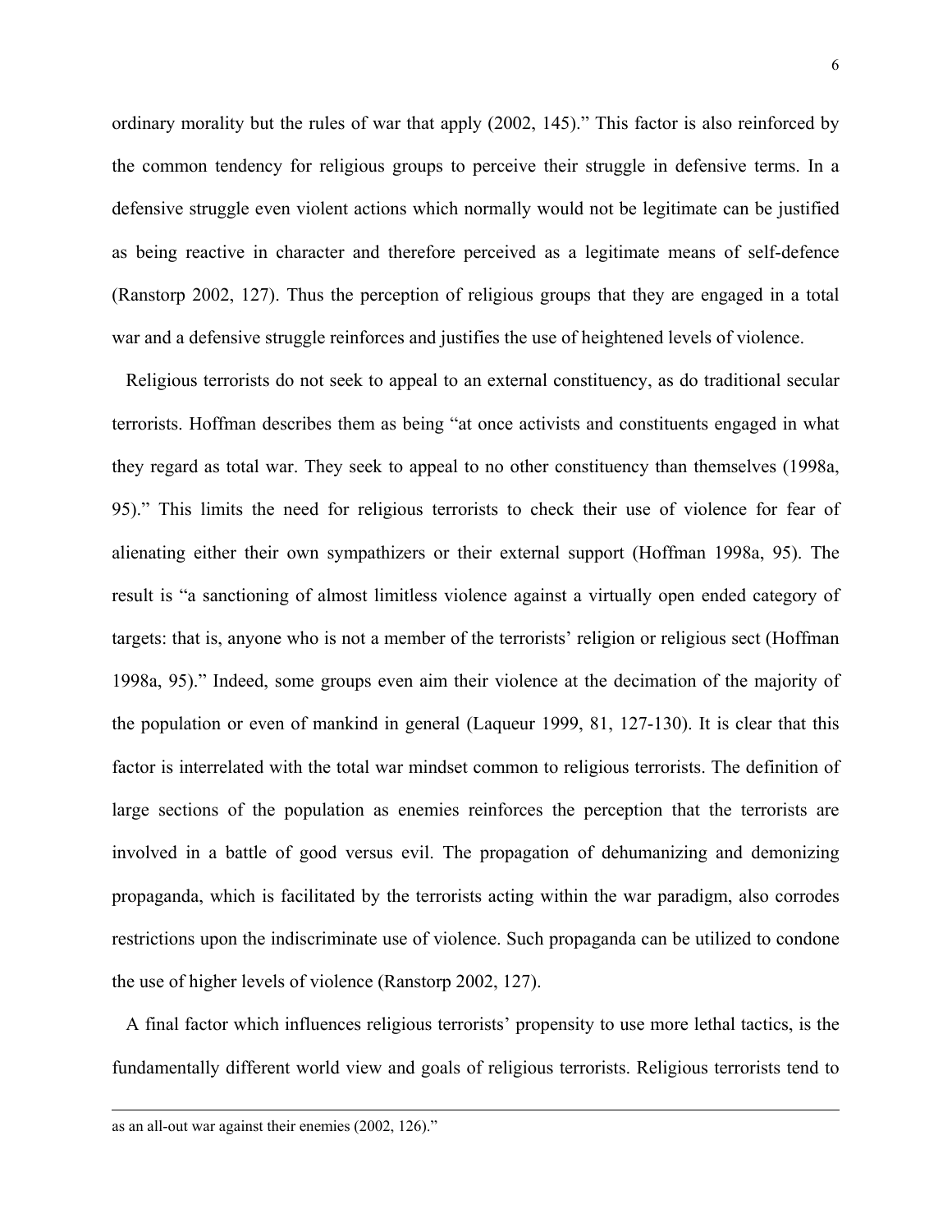ordinary morality but the rules of war that apply (2002, 145)." This factor is also reinforced by the common tendency for religious groups to perceive their struggle in defensive terms. In a defensive struggle even violent actions which normally would not be legitimate can be justified as being reactive in character and therefore perceived as a legitimate means of self-defence (Ranstorp 2002, 127). Thus the perception of religious groups that they are engaged in a total war and a defensive struggle reinforces and justifies the use of heightened levels of violence.

Religious terrorists do not seek to appeal to an external constituency, as do traditional secular terrorists. Hoffman describes them as being "at once activists and constituents engaged in what they regard as total war. They seek to appeal to no other constituency than themselves (1998a, 95)." This limits the need for religious terrorists to check their use of violence for fear of alienating either their own sympathizers or their external support (Hoffman 1998a, 95). The result is "a sanctioning of almost limitless violence against a virtually open ended category of targets: that is, anyone who is not a member of the terrorists' religion or religious sect (Hoffman 1998a, 95)." Indeed, some groups even aim their violence at the decimation of the majority of the population or even of mankind in general (Laqueur 1999, 81, 127-130). It is clear that this factor is interrelated with the total war mindset common to religious terrorists. The definition of large sections of the population as enemies reinforces the perception that the terrorists are involved in a battle of good versus evil. The propagation of dehumanizing and demonizing propaganda, which is facilitated by the terrorists acting within the war paradigm, also corrodes restrictions upon the indiscriminate use of violence. Such propaganda can be utilized to condone the use of higher levels of violence (Ranstorp 2002, 127).

A final factor which influences religious terrorists' propensity to use more lethal tactics, is the fundamentally different world view and goals of religious terrorists. Religious terrorists tend to

---

as an all-out war against their enemies (2002, 126)."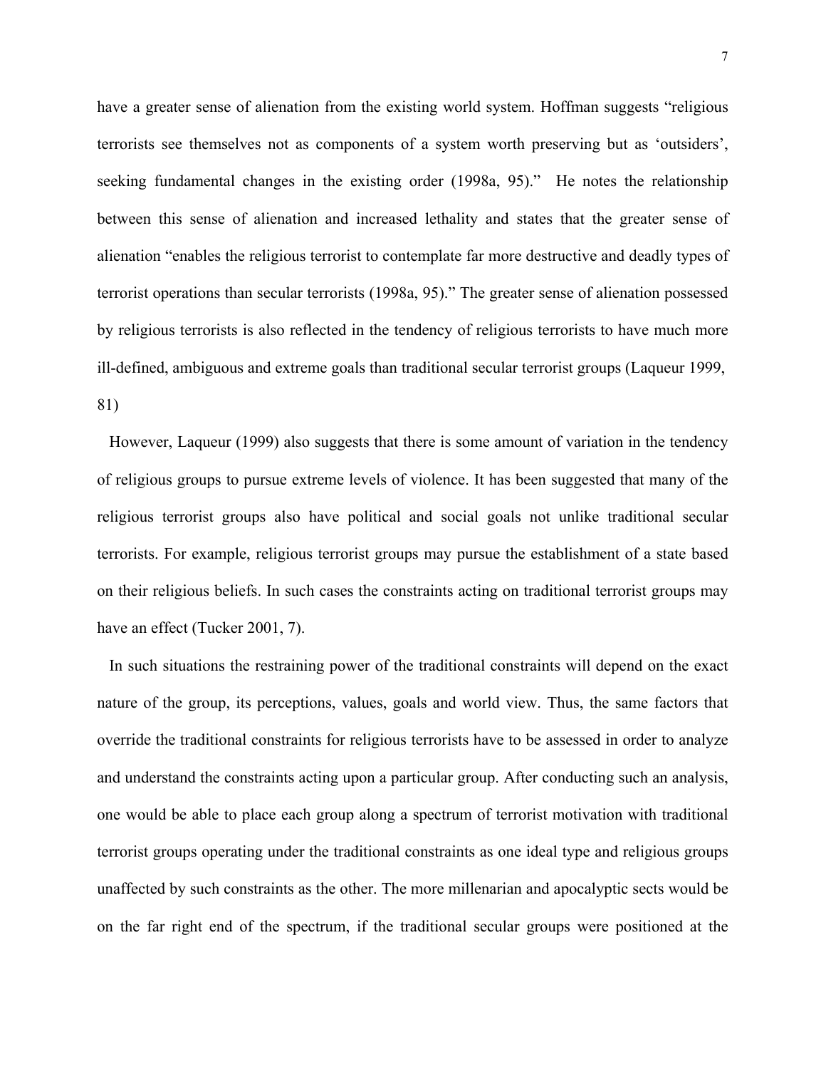have a greater sense of alienation from the existing world system. Hoffman suggests “religious terrorists see themselves not as components of a system worth preserving but as ‘outsiders’, seeking fundamental changes in the existing order (1998a, 95).” He notes the relationship between this sense of alienation and increased lethality and states that the greater sense of alienation “enables the religious terrorist to contemplate far more destructive and deadly types of terrorist operations than secular terrorists (1998a, 95).” The greater sense of alienation possessed by religious terrorists is also reflected in the tendency of religious terrorists to have much more ill-defined, ambiguous and extreme goals than traditional secular terrorist groups (Laqueur 1999, 81)

However, Laqueur (1999) also suggests that there is some amount of variation in the tendency of religious groups to pursue extreme levels of violence. It has been suggested that many of the religious terrorist groups also have political and social goals not unlike traditional secular terrorists. For example, religious terrorist groups may pursue the establishment of a state based on their religious beliefs. In such cases the constraints acting on traditional terrorist groups may have an effect (Tucker 2001, 7).

In such situations the restraining power of the traditional constraints will depend on the exact nature of the group, its perceptions, values, goals and world view. Thus, the same factors that override the traditional constraints for religious terrorists have to be assessed in order to analyze and understand the constraints acting upon a particular group. After conducting such an analysis, one would be able to place each group along a spectrum of terrorist motivation with traditional terrorist groups operating under the traditional constraints as one ideal type and religious groups unaffected by such constraints as the other. The more millenarian and apocalyptic sects would be on the far right end of the spectrum, if the traditional secular groups were positioned at the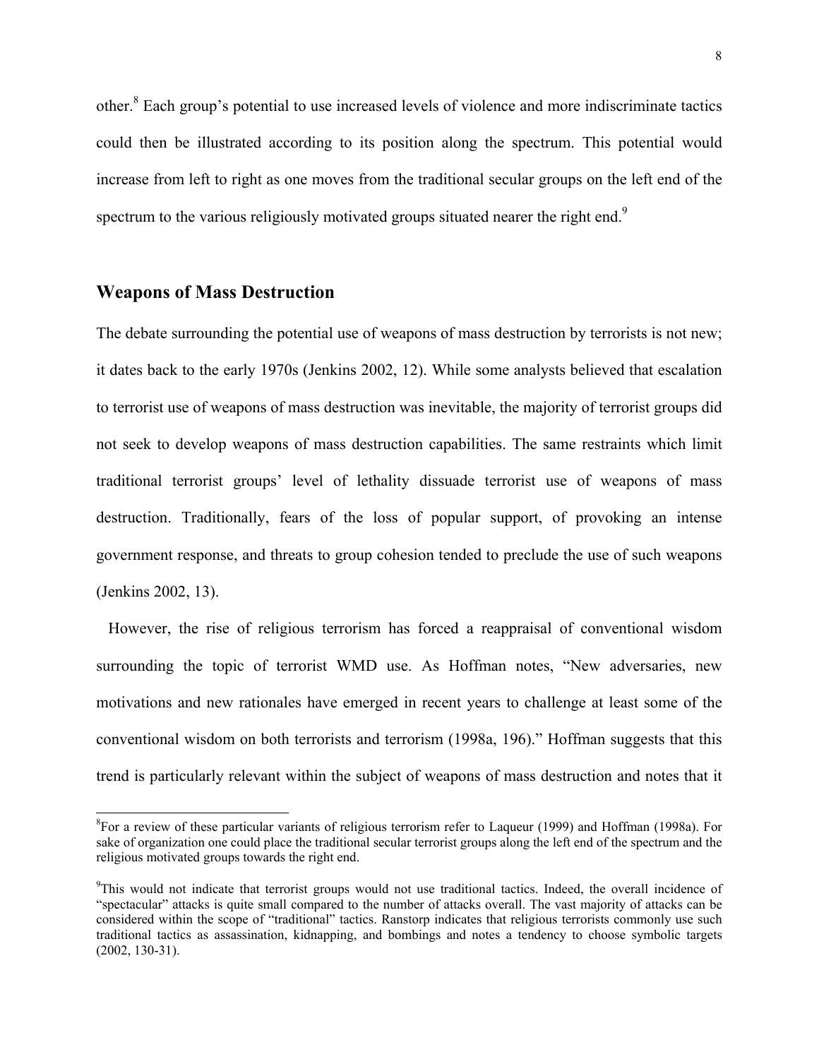other.[8] Each group's potential to use increased levels of violence and more indiscriminate tactics could then be illustrated according to its position along the spectrum. This potential would increase from left to right as one moves from the traditional secular groups on the left end of the spectrum to the various religiously motivated groups situated nearer the right end.[9]

## Weapons of Mass Destruction

The debate surrounding the potential use of weapons of mass destruction by terrorists is not new; it dates back to the early 1970s (Jenkins 2002, 12). While some analysts believed that escalation to terrorist use of weapons of mass destruction was inevitable, the majority of terrorist groups did not seek to develop weapons of mass destruction capabilities. The same restraints which limit traditional terrorist groups' level of lethality dissuade terrorist use of weapons of mass destruction. Traditionally, fears of the loss of popular support, of provoking an intense government response, and threats to group cohesion tended to preclude the use of such weapons (Jenkins 2002, 13).

However, the rise of religious terrorism has forced a reappraisal of conventional wisdom surrounding the topic of terrorist WMD use. As Hoffman notes, "New adversaries, new motivations and new rationales have emerged in recent years to challenge at least some of the conventional wisdom on both terrorists and terrorism (1998a, 196)." Hoffman suggests that this trend is particularly relevant within the subject of weapons of mass destruction and notes that it

[8]For a review of these particular variants of religious terrorism refer to Laqueur (1999) and Hoffman (1998a). For sake of organization one could place the traditional secular terrorist groups along the left end of the spectrum and the religious motivated groups towards the right end.

[9]This would not indicate that terrorist groups would not use traditional tactics. Indeed, the overall incidence of "spectacular" attacks is quite small compared to the number of attacks overall. The vast majority of attacks can be considered within the scope of "traditional" tactics. Ranstorp indicates that religious terrorists commonly use such traditional tactics as assassination, kidnapping, and bombings and notes a tendency to choose symbolic targets (2002, 130-31).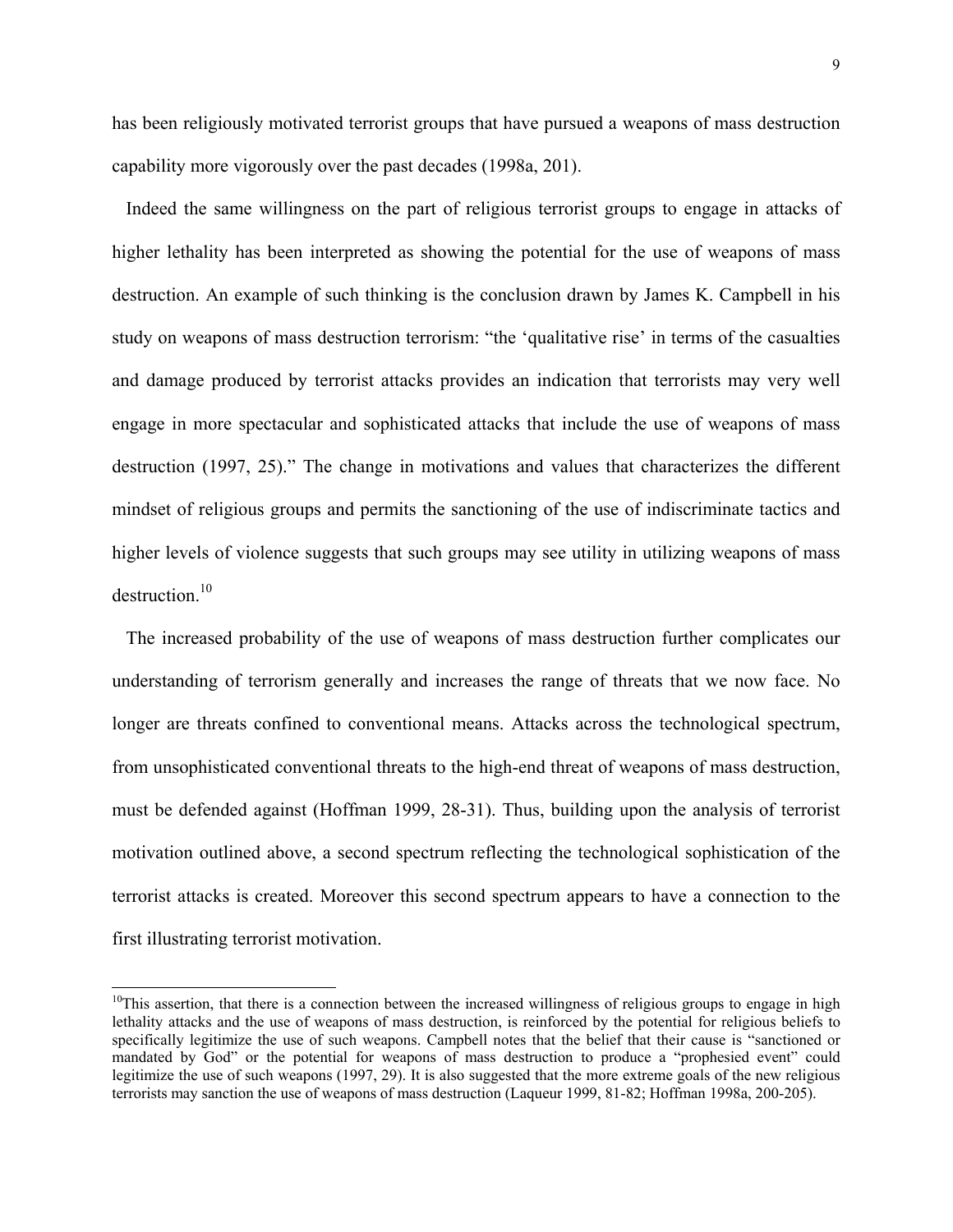has been religiously motivated terrorist groups that have pursued a weapons of mass destruction capability more vigorously over the past decades (1998a, 201).

Indeed the same willingness on the part of religious terrorist groups to engage in attacks of higher lethality has been interpreted as showing the potential for the use of weapons of mass destruction. An example of such thinking is the conclusion drawn by James K. Campbell in his study on weapons of mass destruction terrorism: "the 'qualitative rise' in terms of the casualties and damage produced by terrorist attacks provides an indication that terrorists may very well engage in more spectacular and sophisticated attacks that include the use of weapons of mass destruction (1997, 25)." The change in motivations and values that characterizes the different mindset of religious groups and permits the sanctioning of the use of indiscriminate tactics and higher levels of violence suggests that such groups may see utility in utilizing weapons of mass destruction.[10]

The increased probability of the use of weapons of mass destruction further complicates our understanding of terrorism generally and increases the range of threats that we now face. No longer are threats confined to conventional means. Attacks across the technological spectrum, from unsophisticated conventional threats to the high-end threat of weapons of mass destruction, must be defended against (Hoffman 1999, 28-31). Thus, building upon the analysis of terrorist motivation outlined above, a second spectrum reflecting the technological sophistication of the terrorist attacks is created. Moreover this second spectrum appears to have a connection to the first illustrating terrorist motivation.

[10]This assertion, that there is a connection between the increased willingness of religious groups to engage in high lethality attacks and the use of weapons of mass destruction, is reinforced by the potential for religious beliefs to specifically legitimize the use of such weapons. Campbell notes that the belief that their cause is "sanctioned or mandated by God" or the potential for weapons of mass destruction to produce a "prophesied event" could legitimize the use of such weapons (1997, 29). It is also suggested that the more extreme goals of the new religious terrorists may sanction the use of weapons of mass destruction (Laqueur 1999, 81-82; Hoffman 1998a, 200-205).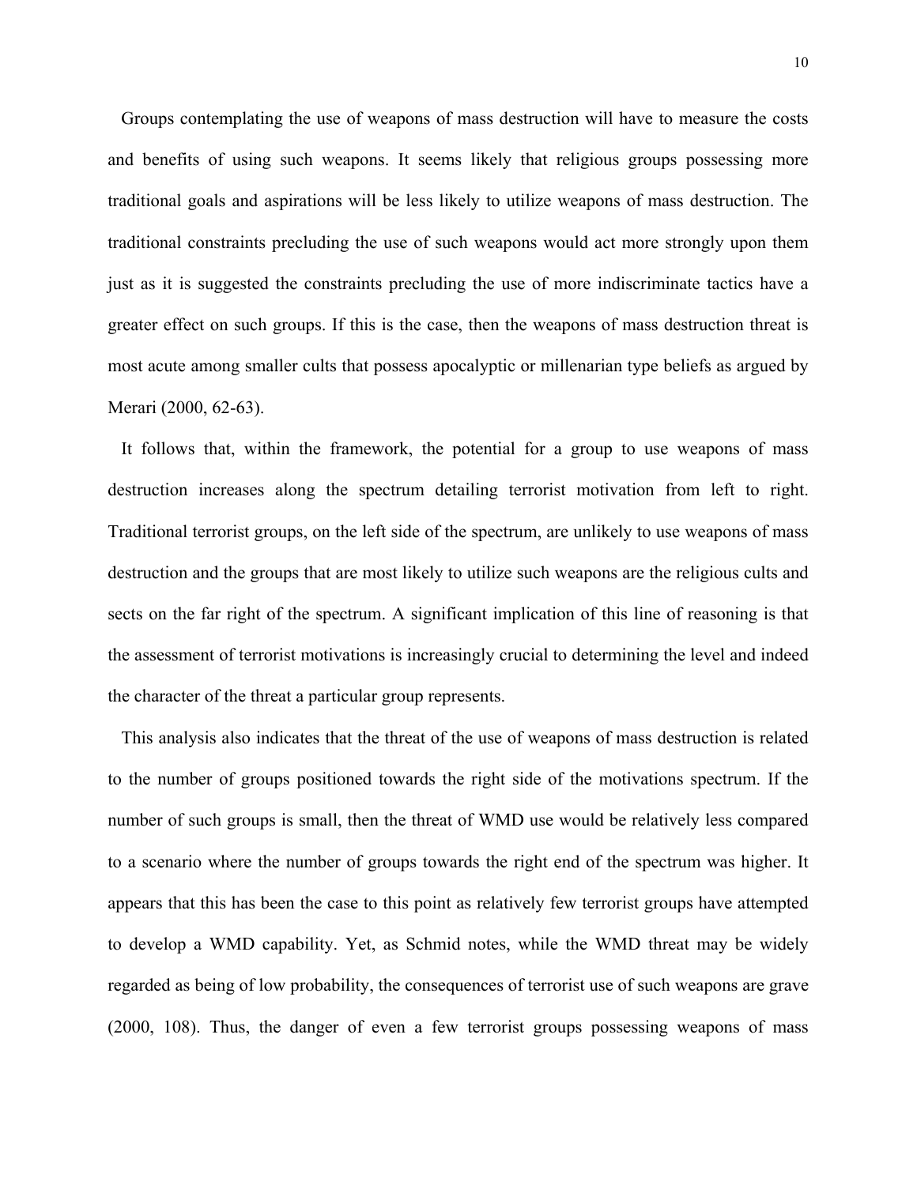Groups contemplating the use of weapons of mass destruction will have to measure the costs and benefits of using such weapons. It seems likely that religious groups possessing more traditional goals and aspirations will be less likely to utilize weapons of mass destruction. The traditional constraints precluding the use of such weapons would act more strongly upon them just as it is suggested the constraints precluding the use of more indiscriminate tactics have a greater effect on such groups. If this is the case, then the weapons of mass destruction threat is most acute among smaller cults that possess apocalyptic or millenarian type beliefs as argued by Merari (2000, 62-63).

It follows that, within the framework, the potential for a group to use weapons of mass destruction increases along the spectrum detailing terrorist motivation from left to right. Traditional terrorist groups, on the left side of the spectrum, are unlikely to use weapons of mass destruction and the groups that are most likely to utilize such weapons are the religious cults and sects on the far right of the spectrum. A significant implication of this line of reasoning is that the assessment of terrorist motivations is increasingly crucial to determining the level and indeed the character of the threat a particular group represents.

This analysis also indicates that the threat of the use of weapons of mass destruction is related to the number of groups positioned towards the right side of the motivations spectrum. If the number of such groups is small, then the threat of WMD use would be relatively less compared to a scenario where the number of groups towards the right end of the spectrum was higher. It appears that this has been the case to this point as relatively few terrorist groups have attempted to develop a WMD capability. Yet, as Schmid notes, while the WMD threat may be widely regarded as being of low probability, the consequences of terrorist use of such weapons are grave (2000, 108). Thus, the danger of even a few terrorist groups possessing weapons of mass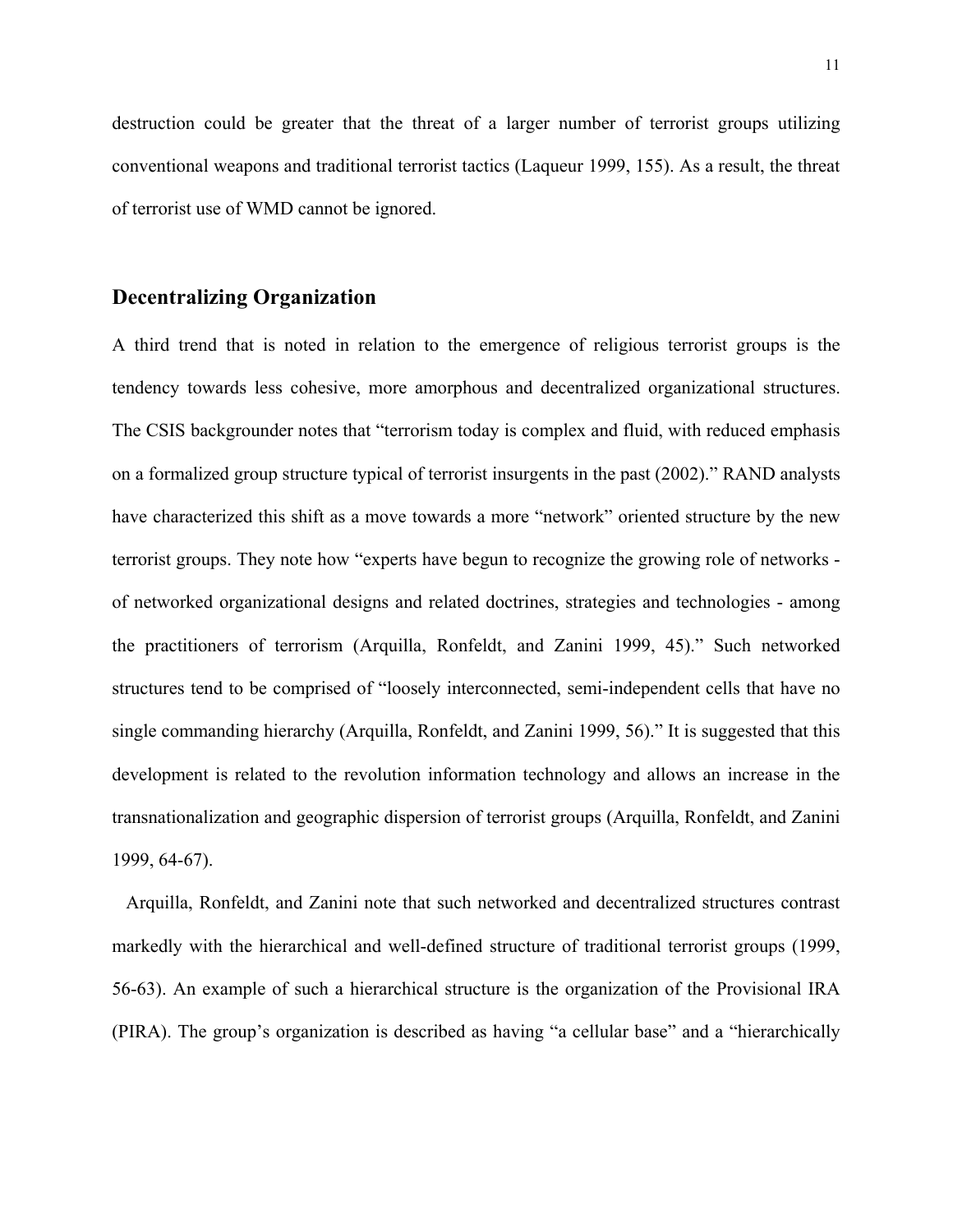destruction could be greater that the threat of a larger number of terrorist groups utilizing conventional weapons and traditional terrorist tactics (Laqueur 1999, 155). As a result, the threat of terrorist use of WMD cannot be ignored.

## Decentralizing Organization

A third trend that is noted in relation to the emergence of religious terrorist groups is the tendency towards less cohesive, more amorphous and decentralized organizational structures. The CSIS backgrounder notes that "terrorism today is complex and fluid, with reduced emphasis on a formalized group structure typical of terrorist insurgents in the past (2002)." RAND analysts have characterized this shift as a move towards a more "network" oriented structure by the new terrorist groups. They note how "experts have begun to recognize the growing role of networks - of networked organizational designs and related doctrines, strategies and technologies - among the practitioners of terrorism (Arquilla, Ronfeldt, and Zanini 1999, 45)." Such networked structures tend to be comprised of "loosely interconnected, semi-independent cells that have no single commanding hierarchy (Arquilla, Ronfeldt, and Zanini 1999, 56)." It is suggested that this development is related to the revolution information technology and allows an increase in the transnationalization and geographic dispersion of terrorist groups (Arquilla, Ronfeldt, and Zanini 1999, 64-67).

Arquilla, Ronfeldt, and Zanini note that such networked and decentralized structures contrast markedly with the hierarchical and well-defined structure of traditional terrorist groups (1999, 56-63). An example of such a hierarchical structure is the organization of the Provisional IRA (PIRA). The group's organization is described as having "a cellular base" and a "hierarchically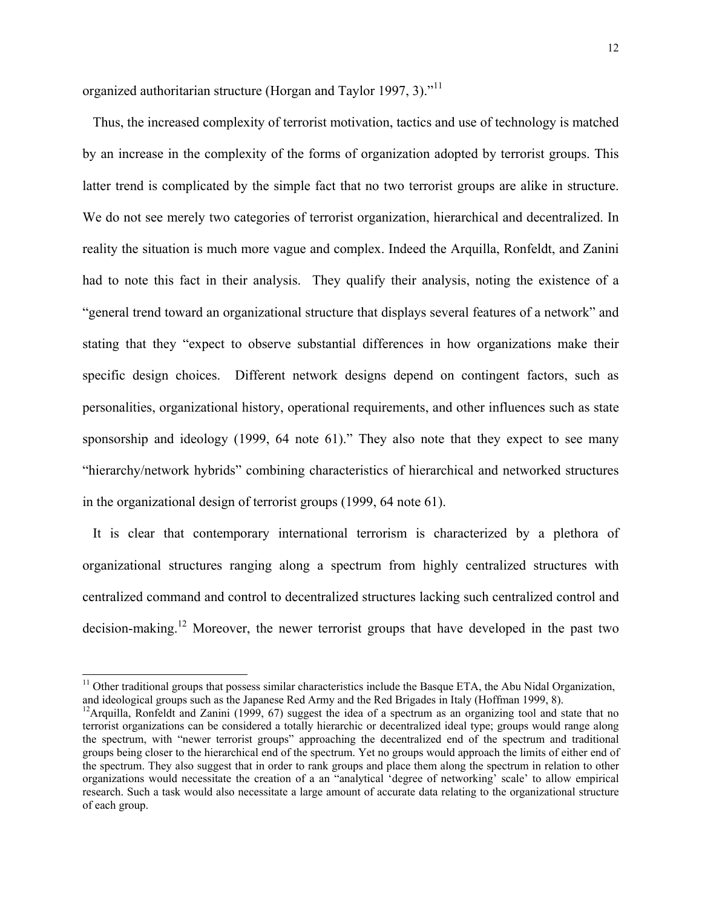organized authoritarian structure (Horgan and Taylor 1997, 3)."[11]

Thus, the increased complexity of terrorist motivation, tactics and use of technology is matched by an increase in the complexity of the forms of organization adopted by terrorist groups. This latter trend is complicated by the simple fact that no two terrorist groups are alike in structure. We do not see merely two categories of terrorist organization, hierarchical and decentralized. In reality the situation is much more vague and complex. Indeed the Arquilla, Ronfeldt, and Zanini had to note this fact in their analysis. They qualify their analysis, noting the existence of a "general trend toward an organizational structure that displays several features of a network" and stating that they "expect to observe substantial differences in how organizations make their specific design choices. Different network designs depend on contingent factors, such as personalities, organizational history, operational requirements, and other influences such as state sponsorship and ideology (1999, 64 note 61)." They also note that they expect to see many "hierarchy/network hybrids" combining characteristics of hierarchical and networked structures in the organizational design of terrorist groups (1999, 64 note 61).

It is clear that contemporary international terrorism is characterized by a plethora of organizational structures ranging along a spectrum from highly centralized structures with centralized command and control to decentralized structures lacking such centralized control and decision-making.[12] Moreover, the newer terrorist groups that have developed in the past two

---

[11] Other traditional groups that possess similar characteristics include the Basque ETA, the Abu Nidal Organization, and ideological groups such as the Japanese Red Army and the Red Brigades in Italy (Hoffman 1999, 8).

[12] Arquilla, Ronfeldt and Zanini (1999, 67) suggest the idea of a spectrum as an organizing tool and state that no terrorist organizations can be considered a totally hierarchic or decentralized ideal type; groups would range along the spectrum, with "newer terrorist groups" approaching the decentralized end of the spectrum and traditional groups being closer to the hierarchical end of the spectrum. Yet no groups would approach the limits of either end of the spectrum. They also suggest that in order to rank groups and place them along the spectrum in relation to other organizations would necessitate the creation of a an "analytical 'degree of networking' scale" to allow empirical research. Such a task would also necessitate a large amount of accurate data relating to the organizational structure of each group.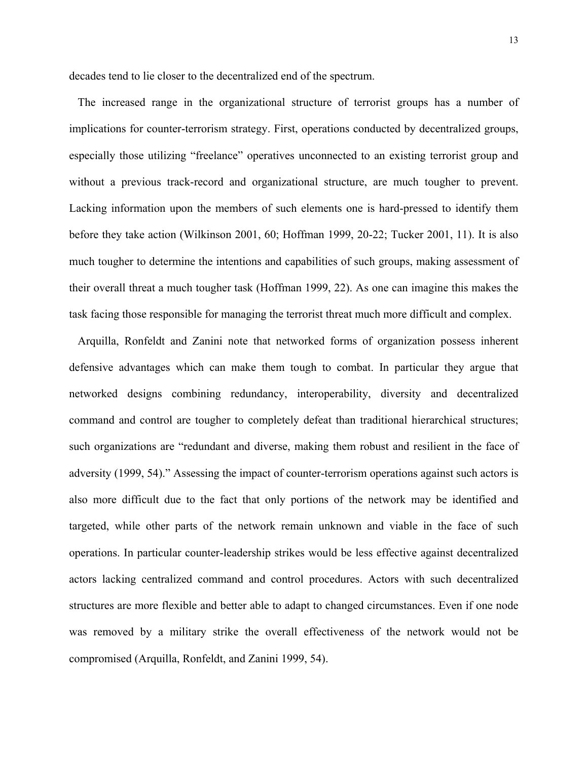decades tend to lie closer to the decentralized end of the spectrum.

The increased range in the organizational structure of terrorist groups has a number of implications for counter-terrorism strategy. First, operations conducted by decentralized groups, especially those utilizing “freelance” operatives unconnected to an existing terrorist group and without a previous track-record and organizational structure, are much tougher to prevent. Lacking information upon the members of such elements one is hard-pressed to identify them before they take action (Wilkinson 2001, 60; Hoffman 1999, 20-22; Tucker 2001, 11). It is also much tougher to determine the intentions and capabilities of such groups, making assessment of their overall threat a much tougher task (Hoffman 1999, 22). As one can imagine this makes the task facing those responsible for managing the terrorist threat much more difficult and complex.

Arquilla, Ronfeldt and Zanini note that networked forms of organization possess inherent defensive advantages which can make them tough to combat. In particular they argue that networked designs combining redundancy, interoperability, diversity and decentralized command and control are tougher to completely defeat than traditional hierarchical structures; such organizations are “redundant and diverse, making them robust and resilient in the face of adversity (1999, 54).” Assessing the impact of counter-terrorism operations against such actors is also more difficult due to the fact that only portions of the network may be identified and targeted, while other parts of the network remain unknown and viable in the face of such operations. In particular counter-leadership strikes would be less effective against decentralized actors lacking centralized command and control procedures. Actors with such decentralized structures are more flexible and better able to adapt to changed circumstances. Even if one node was removed by a military strike the overall effectiveness of the network would not be compromised (Arquilla, Ronfeldt, and Zanini 1999, 54).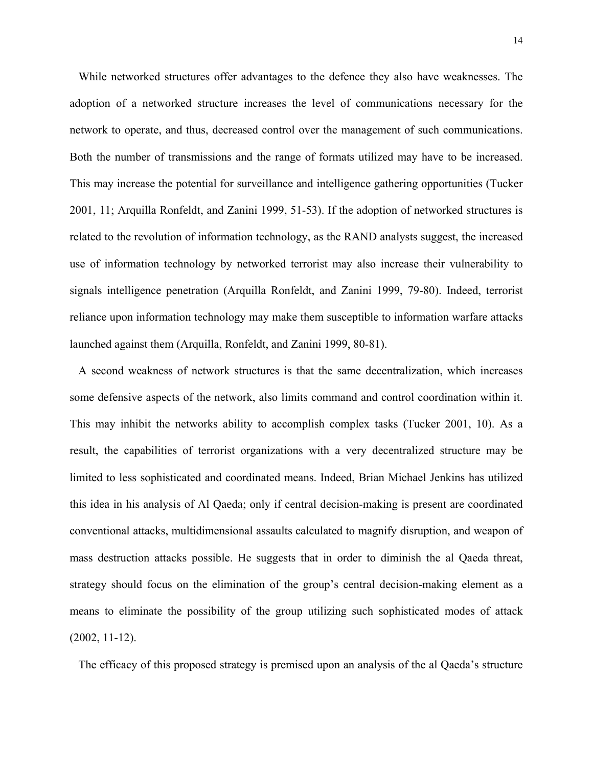While networked structures offer advantages to the defence they also have weaknesses. The adoption of a networked structure increases the level of communications necessary for the network to operate, and thus, decreased control over the management of such communications. Both the number of transmissions and the range of formats utilized may have to be increased. This may increase the potential for surveillance and intelligence gathering opportunities (Tucker 2001, 11; Arquilla Ronfeldt, and Zanini 1999, 51-53). If the adoption of networked structures is related to the revolution of information technology, as the RAND analysts suggest, the increased use of information technology by networked terrorist may also increase their vulnerability to signals intelligence penetration (Arquilla Ronfeldt, and Zanini 1999, 79-80). Indeed, terrorist reliance upon information technology may make them susceptible to information warfare attacks launched against them (Arquilla, Ronfeldt, and Zanini 1999, 80-81).

A second weakness of network structures is that the same decentralization, which increases some defensive aspects of the network, also limits command and control coordination within it. This may inhibit the networks ability to accomplish complex tasks (Tucker 2001, 10). As a result, the capabilities of terrorist organizations with a very decentralized structure may be limited to less sophisticated and coordinated means. Indeed, Brian Michael Jenkins has utilized this idea in his analysis of Al Qaeda; only if central decision-making is present are coordinated conventional attacks, multidimensional assaults calculated to magnify disruption, and weapon of mass destruction attacks possible. He suggests that in order to diminish the al Qaeda threat, strategy should focus on the elimination of the group's central decision-making element as a means to eliminate the possibility of the group utilizing such sophisticated modes of attack (2002, 11-12).

The efficacy of this proposed strategy is premised upon an analysis of the al Qaeda's structure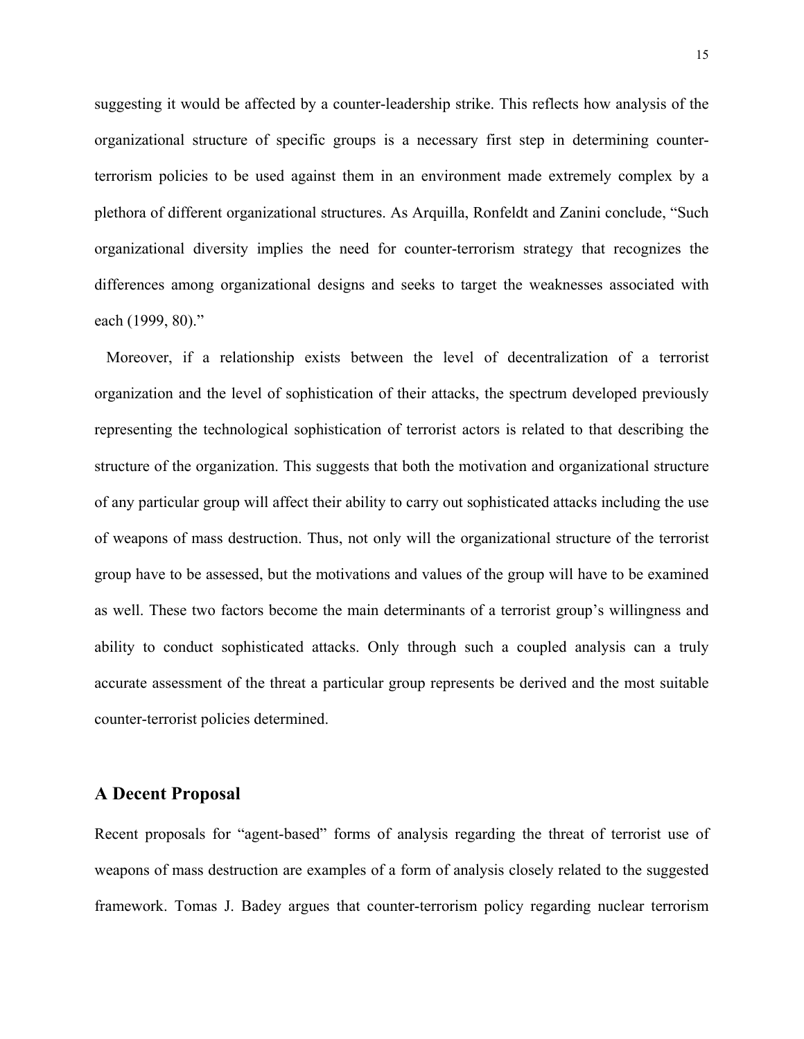suggesting it would be affected by a counter-leadership strike. This reflects how analysis of the organizational structure of specific groups is a necessary first step in determining counter-terrorism policies to be used against them in an environment made extremely complex by a plethora of different organizational structures. As Arquilla, Ronfeldt and Zanini conclude, "Such organizational diversity implies the need for counter-terrorism strategy that recognizes the differences among organizational designs and seeks to target the weaknesses associated with each (1999, 80)."

Moreover, if a relationship exists between the level of decentralization of a terrorist organization and the level of sophistication of their attacks, the spectrum developed previously representing the technological sophistication of terrorist actors is related to that describing the structure of the organization. This suggests that both the motivation and organizational structure of any particular group will affect their ability to carry out sophisticated attacks including the use of weapons of mass destruction. Thus, not only will the organizational structure of the terrorist group have to be assessed, but the motivations and values of the group will have to be examined as well. These two factors become the main determinants of a terrorist group's willingness and ability to conduct sophisticated attacks. Only through such a coupled analysis can a truly accurate assessment of the threat a particular group represents be derived and the most suitable counter-terrorist policies determined.

## A Decent Proposal

Recent proposals for "agent-based" forms of analysis regarding the threat of terrorist use of weapons of mass destruction are examples of a form of analysis closely related to the suggested framework. Tomas J. Badey argues that counter-terrorism policy regarding nuclear terrorism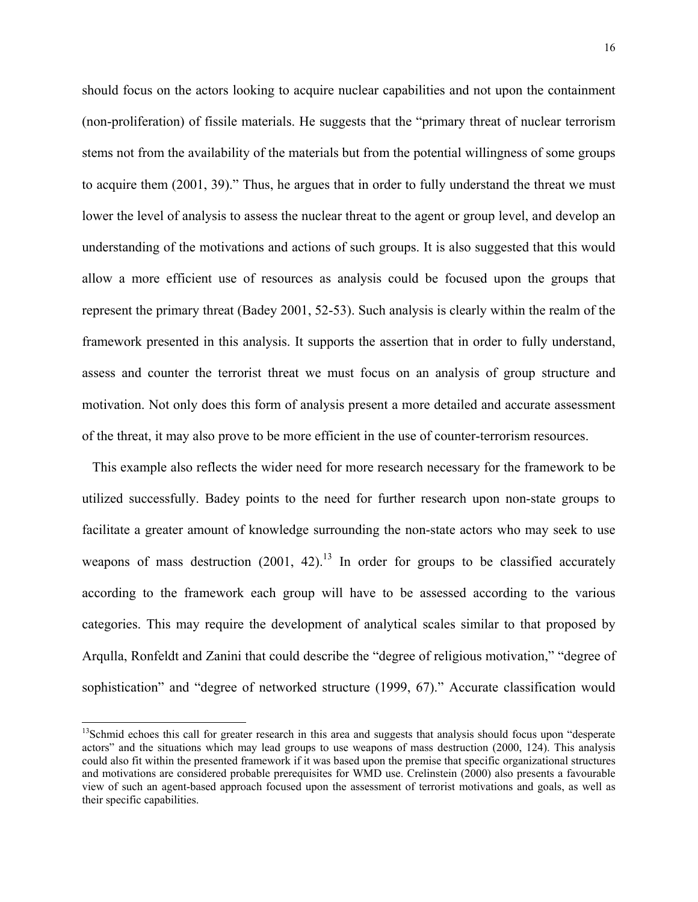should focus on the actors looking to acquire nuclear capabilities and not upon the containment (non-proliferation) of fissile materials. He suggests that the "primary threat of nuclear terrorism stems not from the availability of the materials but from the potential willingness of some groups to acquire them (2001, 39)." Thus, he argues that in order to fully understand the threat we must lower the level of analysis to assess the nuclear threat to the agent or group level, and develop an understanding of the motivations and actions of such groups. It is also suggested that this would allow a more efficient use of resources as analysis could be focused upon the groups that represent the primary threat (Badey 2001, 52-53). Such analysis is clearly within the realm of the framework presented in this analysis. It supports the assertion that in order to fully understand, assess and counter the terrorist threat we must focus on an analysis of group structure and motivation. Not only does this form of analysis present a more detailed and accurate assessment of the threat, it may also prove to be more efficient in the use of counter-terrorism resources.

This example also reflects the wider need for more research necessary for the framework to be utilized successfully. Badey points to the need for further research upon non-state groups to facilitate a greater amount of knowledge surrounding the non-state actors who may seek to use weapons of mass destruction (2001, 42).[13] In order for groups to be classified accurately according to the framework each group will have to be assessed according to the various categories. This may require the development of analytical scales similar to that proposed by Arqulla, Ronfeldt and Zanini that could describe the "degree of religious motivation," "degree of sophistication" and "degree of networked structure (1999, 67)." Accurate classification would

[13]Schmid echoes this call for greater research in this area and suggests that analysis should focus upon "desperate actors" and the situations which may lead groups to use weapons of mass destruction (2000, 124). This analysis could also fit within the presented framework if it was based upon the premise that specific organizational structures and motivations are considered probable prerequisites for WMD use. Crelinstein (2000) also presents a favourable view of such an agent-based approach focused upon the assessment of terrorist motivations and goals, as well as their specific capabilities.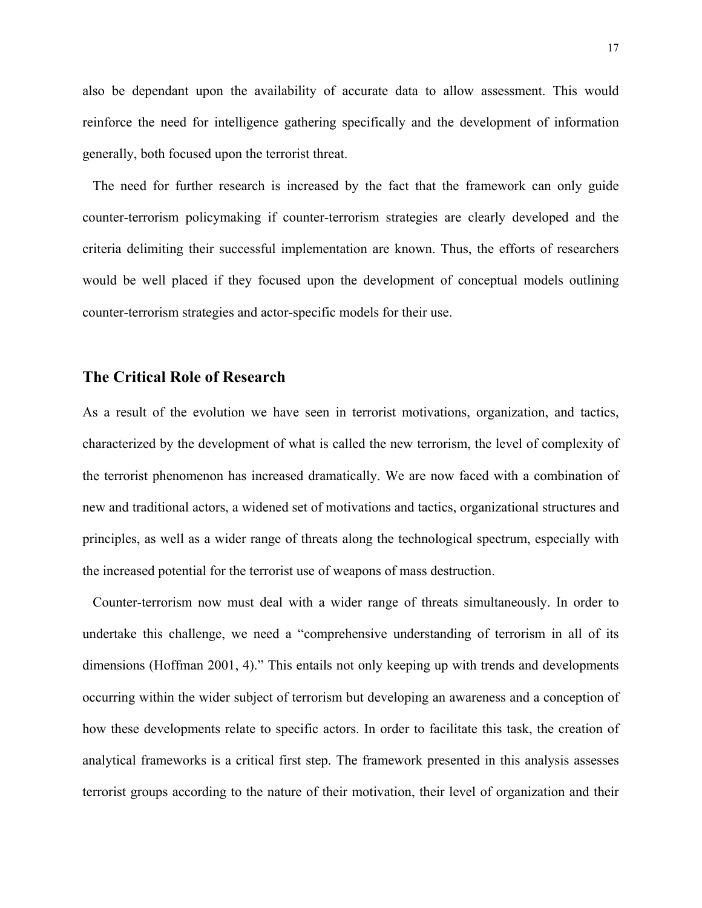also be dependant upon the availability of accurate data to allow assessment. This would reinforce the need for intelligence gathering specifically and the development of information generally, both focused upon the terrorist threat.

The need for further research is increased by the fact that the framework can only guide counter-terrorism policymaking if counter-terrorism strategies are clearly developed and the criteria delimiting their successful implementation are known. Thus, the efforts of researchers would be well placed if they focused upon the development of conceptual models outlining counter-terrorism strategies and actor-specific models for their use.

## The Critical Role of Research

As a result of the evolution we have seen in terrorist motivations, organization, and tactics, characterized by the development of what is called the new terrorism, the level of complexity of the terrorist phenomenon has increased dramatically. We are now faced with a combination of new and traditional actors, a widened set of motivations and tactics, organizational structures and principles, as well as a wider range of threats along the technological spectrum, especially with the increased potential for the terrorist use of weapons of mass destruction.

Counter-terrorism now must deal with a wider range of threats simultaneously. In order to undertake this challenge, we need a "comprehensive understanding of terrorism in all of its dimensions (Hoffman 2001, 4)." This entails not only keeping up with trends and developments occurring within the wider subject of terrorism but developing an awareness and a conception of how these developments relate to specific actors. In order to facilitate this task, the creation of analytical frameworks is a critical first step. The framework presented in this analysis assesses terrorist groups according to the nature of their motivation, their level of organization and their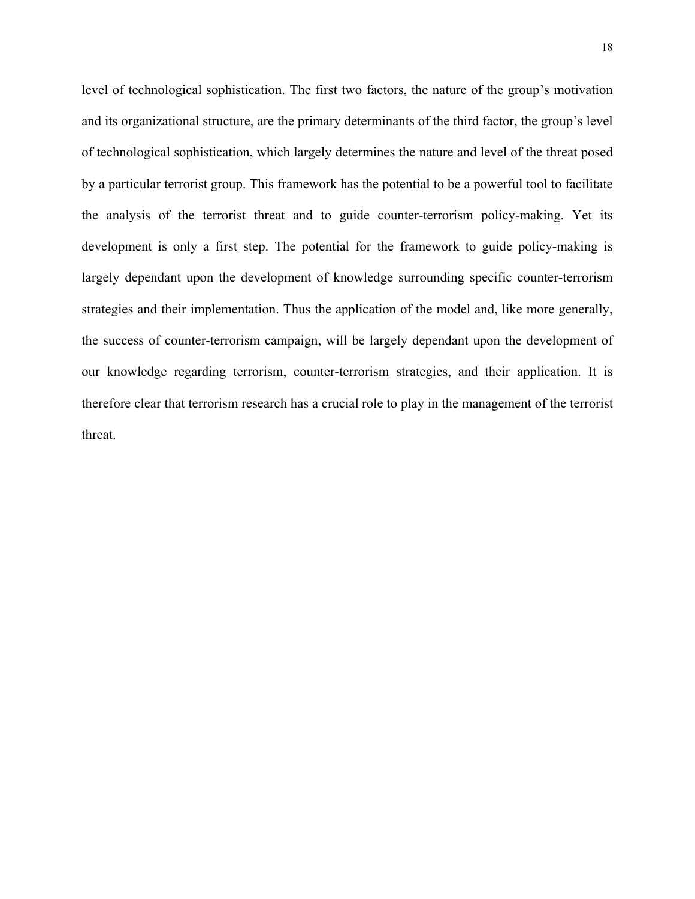level of technological sophistication. The first two factors, the nature of the group's motivation and its organizational structure, are the primary determinants of the third factor, the group's level of technological sophistication, which largely determines the nature and level of the threat posed by a particular terrorist group. This framework has the potential to be a powerful tool to facilitate the analysis of the terrorist threat and to guide counter-terrorism policy-making. Yet its development is only a first step. The potential for the framework to guide policy-making is largely dependant upon the development of knowledge surrounding specific counter-terrorism strategies and their implementation. Thus the application of the model and, like more generally, the success of counter-terrorism campaign, will be largely dependant upon the development of our knowledge regarding terrorism, counter-terrorism strategies, and their application. It is therefore clear that terrorism research has a crucial role to play in the management of the terrorist threat.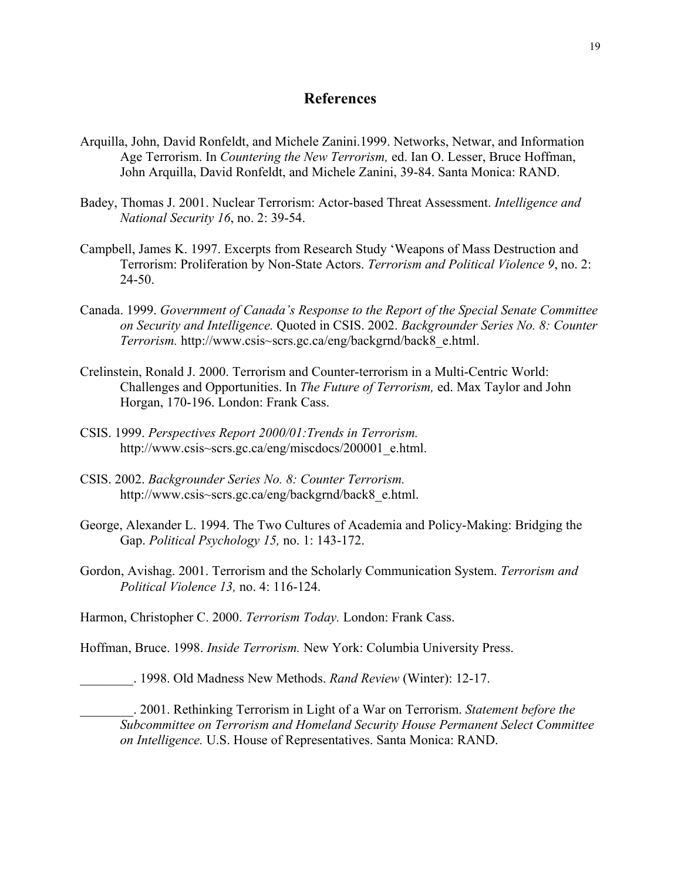## References

Arquilla, John, David Ronfeldt, and Michele Zanini.1999. Networks, Netwar, and Information Age Terrorism. In *Countering the New Terrorism,* ed. Ian O. Lesser, Bruce Hoffman, John Arquilla, David Ronfeldt, and Michele Zanini, 39-84. Santa Monica: RAND.

Badey, Thomas J. 2001. Nuclear Terrorism: Actor-based Threat Assessment. *Intelligence and National Security 16*, no. 2: 39-54.

Campbell, James K. 1997. Excerpts from Research Study 'Weapons of Mass Destruction and Terrorism: Proliferation by Non-State Actors. *Terrorism and Political Violence 9*, no. 2: 24-50.

Canada. 1999. *Government of Canada's Response to the Report of the Special Senate Committee on Security and Intelligence.* Quoted in CSIS. 2002. *Backgrounder Series No. 8: Counter Terrorism.* http://www.csis~scrs.gc.ca/eng/backgrnd/back8_e.html.

Crelinstein, Ronald J. 2000. Terrorism and Counter-terrorism in a Multi-Centric World: Challenges and Opportunities. In *The Future of Terrorism,* ed. Max Taylor and John Horgan, 170-196. London: Frank Cass.

CSIS. 1999. *Perspectives Report 2000/01:Trends in Terrorism.* http://www.csis~scrs.gc.ca/eng/miscdocs/200001_e.html.

CSIS. 2002. *Backgrounder Series No. 8: Counter Terrorism.* http://www.csis~scrs.gc.ca/eng/backgrnd/back8_e.html.

George, Alexander L. 1994. The Two Cultures of Academia and Policy-Making: Bridging the Gap. *Political Psychology 15,* no. 1: 143-172.

Gordon, Avishag. 2001. Terrorism and the Scholarly Communication System. *Terrorism and Political Violence 13,* no. 4: 116-124.

Harmon, Christopher C. 2000. *Terrorism Today.* London: Frank Cass.

Hoffman, Bruce. 1998. *Inside Terrorism.* New York: Columbia University Press.

________. 1998. Old Madness New Methods. *Rand Review* (Winter): 12-17.

________. 2001. Rethinking Terrorism in Light of a War on Terrorism. *Statement before the Subcommittee on Terrorism and Homeland Security House Permanent Select Committee on Intelligence.* U.S. House of Representatives. Santa Monica: RAND.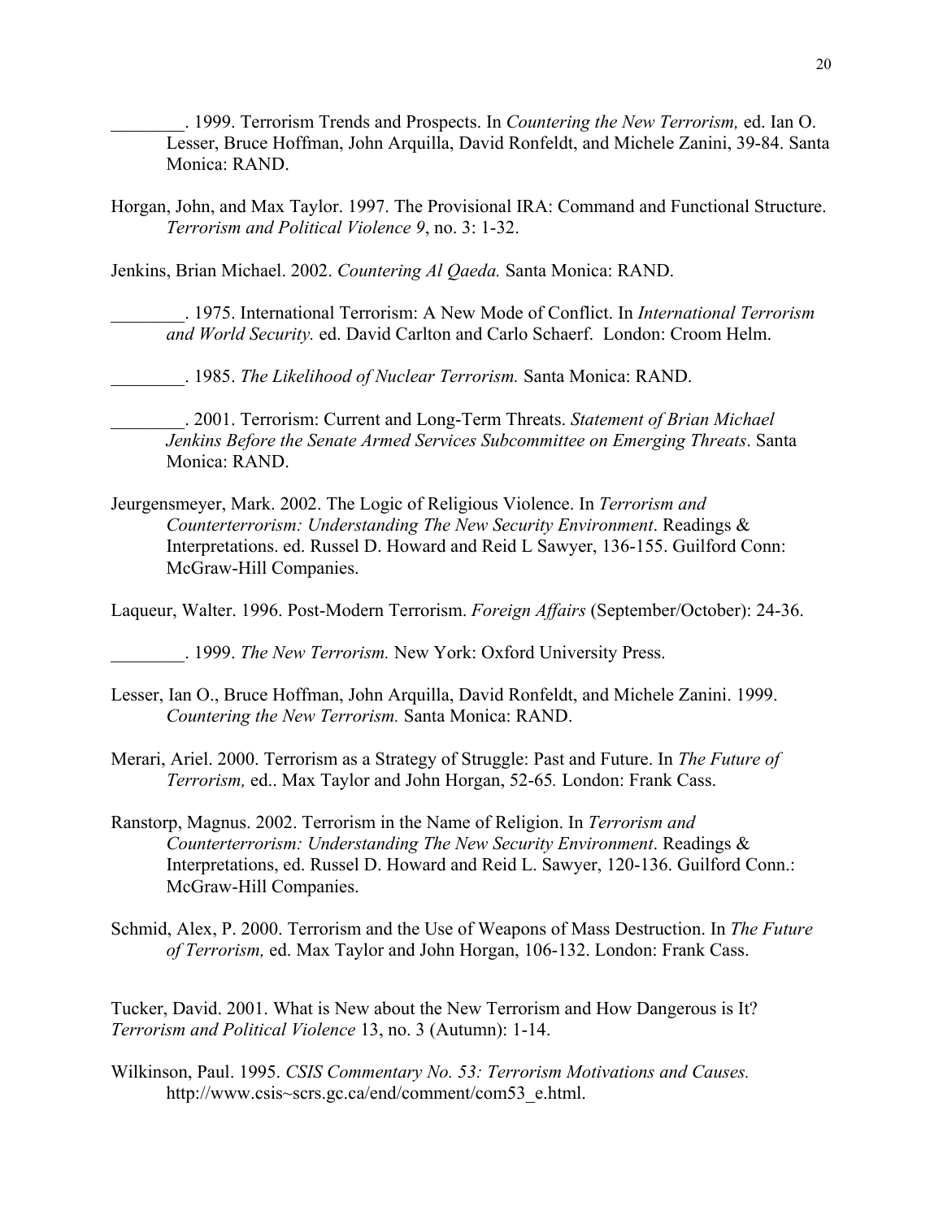________. 1999. Terrorism Trends and Prospects. In *Countering the New Terrorism,* ed. Ian O. Lesser, Bruce Hoffman, John Arquilla, David Ronfeldt, and Michele Zanini, 39-84. Santa Monica: RAND.

Horgan, John, and Max Taylor. 1997. The Provisional IRA: Command and Functional Structure. *Terrorism and Political Violence 9*, no. 3: 1-32.

Jenkins, Brian Michael. 2002. *Countering Al Qaeda.* Santa Monica: RAND.

________. 1975. International Terrorism: A New Mode of Conflict. In *International Terrorism and World Security.* ed. David Carlton and Carlo Schaerf. London: Croom Helm.

________. 1985. *The Likelihood of Nuclear Terrorism.* Santa Monica: RAND.

________. 2001. Terrorism: Current and Long-Term Threats. *Statement of Brian Michael Jenkins Before the Senate Armed Services Subcommittee on Emerging Threats*. Santa Monica: RAND.

Jeurgensmeyer, Mark. 2002. The Logic of Religious Violence. In *Terrorism and Counterterrorism: Understanding The New Security Environment*. Readings & Interpretations. ed. Russel D. Howard and Reid L Sawyer, 136-155. Guilford Conn: McGraw-Hill Companies.

Laqueur, Walter. 1996. Post-Modern Terrorism. *Foreign Affairs* (September/October): 24-36.

________. 1999. *The New Terrorism.* New York: Oxford University Press.

Lesser, Ian O., Bruce Hoffman, John Arquilla, David Ronfeldt, and Michele Zanini. 1999. *Countering the New Terrorism.* Santa Monica: RAND.

Merari, Ariel. 2000. Terrorism as a Strategy of Struggle: Past and Future. In *The Future of Terrorism,* ed.. Max Taylor and John Horgan, 52-65*.* London: Frank Cass.

Ranstorp, Magnus. 2002. Terrorism in the Name of Religion. In *Terrorism and Counterterrorism: Understanding The New Security Environment*. Readings & Interpretations, ed. Russel D. Howard and Reid L. Sawyer, 120-136. Guilford Conn.: McGraw-Hill Companies.

Schmid, Alex, P. 2000. Terrorism and the Use of Weapons of Mass Destruction. In *The Future of Terrorism,* ed. Max Taylor and John Horgan, 106-132. London: Frank Cass.

Tucker, David. 2001. What is New about the New Terrorism and How Dangerous is It? *Terrorism and Political Violence* 13, no. 3 (Autumn): 1-14.

Wilkinson, Paul. 1995. *CSIS Commentary No. 53: Terrorism Motivations and Causes.* http://www.csis~scrs.gc.ca/end/comment/com53_e.html.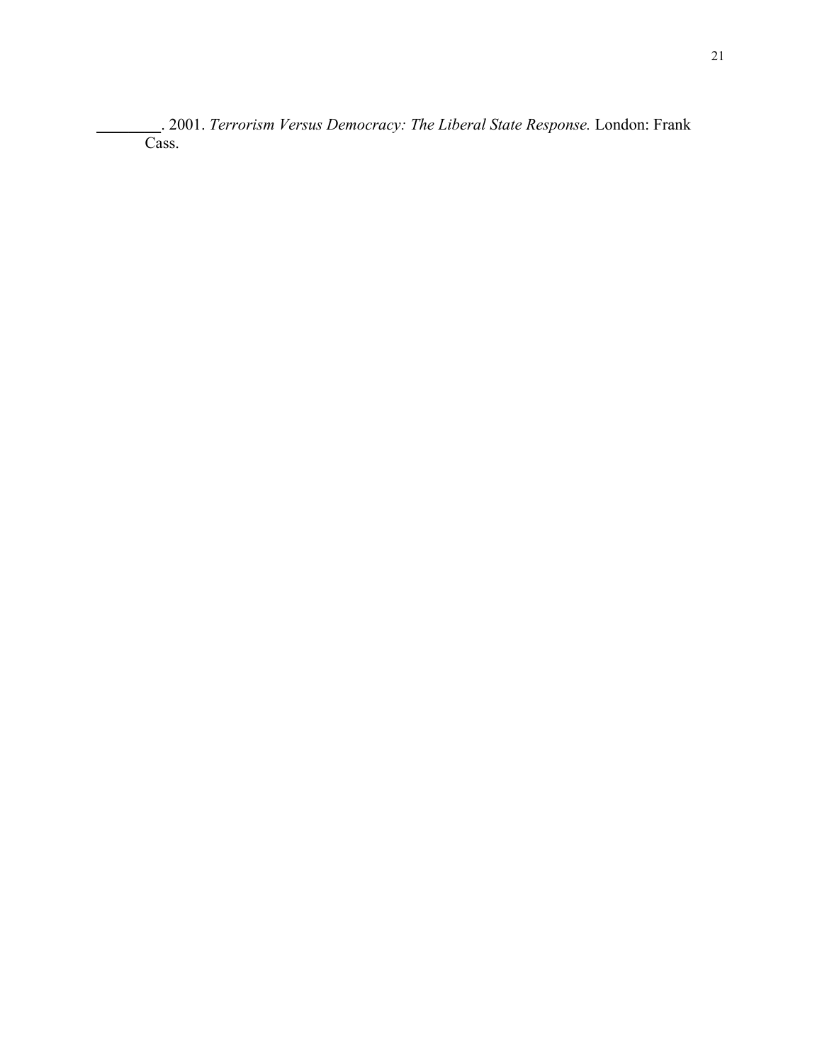________. 2001. *Terrorism Versus Democracy: The Liberal State Response.* London: Frank Cass.